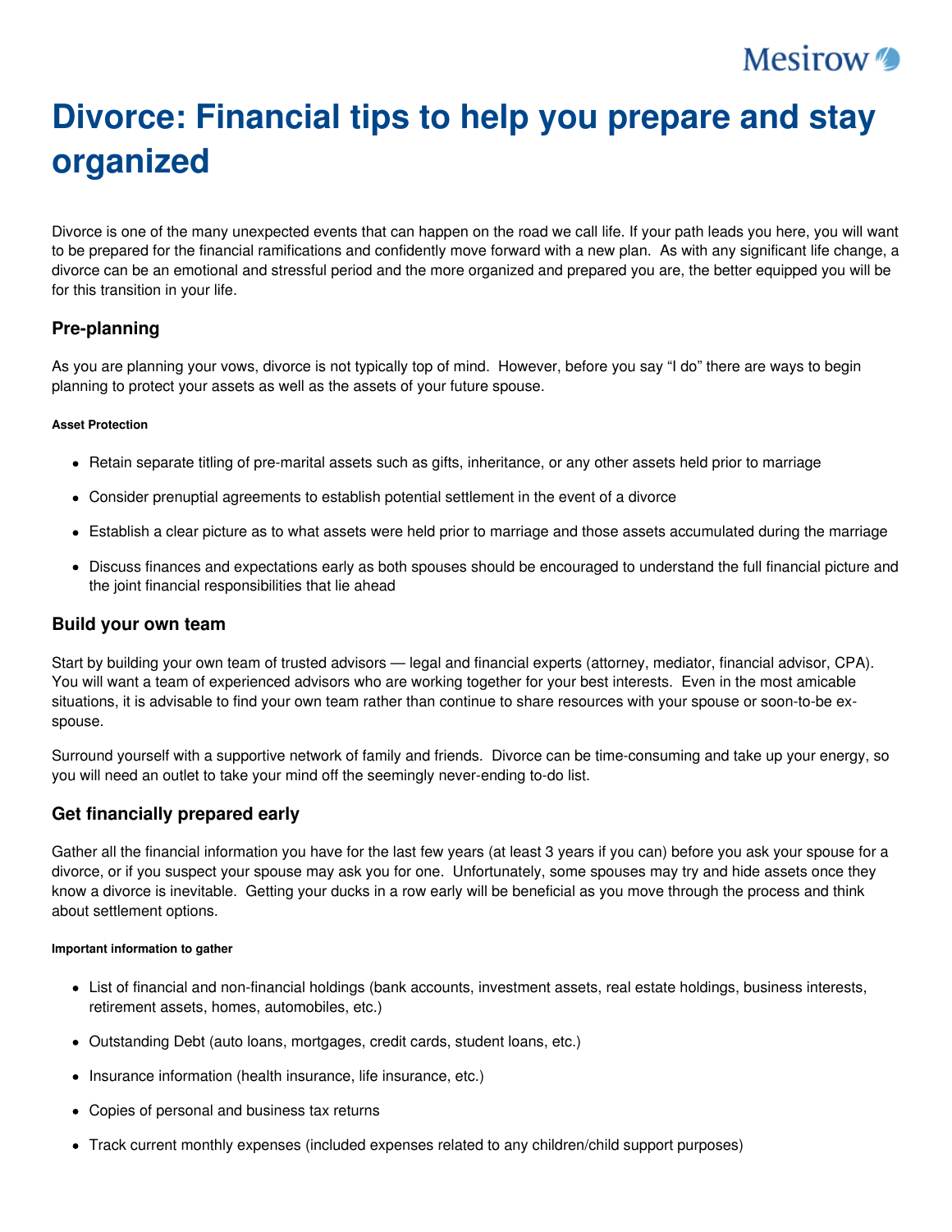# Divorce: Financial tips to help you prepare and stay organized

Divorce is one of the many unexpected events that can happen on the road we call life. If your path leads you here, you will want to be prepared for the financial ramifications and confidently move forward with a new plan. As with any significant life change, a divorce can be an emotional and stressful period and the more organized and prepared you are, the better equipped you will be for this transition in your life.

## Pre-planning

As you are planning your vows, divorce is not typically top of mind. However, before you say "I do" there are ways to begin planning to protect your assets as well as the assets of your future spouse.

###### Asset Protection

- Retain separate titling of pre-marital assets such as gifts, inheritance, or any other assets held prior to marriage
- Consider prenuptial agreements to establish potential settlement in the event of a divorce
- Establish a clear picture as to what assets were held prior to marriage and those assets accumulated during the marriage
- Discuss finances and expectations early as both spouses should be encouraged to understand the full financial picture and the joint financial responsibilities that lie ahead

## Build your own team

Start by building your own team of trusted advisors — legal and financial experts (attorney, mediator, financial advisor, CPA). You will want a team of experienced advisors who are working together for your best interests. Even in the most amicable situations, it is advisable to find your own team rather than continue to share resources with your spouse or soon-to-be ex-spouse.

Surround yourself with a supportive network of family and friends. Divorce can be time-consuming and take up your energy, so you will need an outlet to take your mind off the seemingly never-ending to-do list.

## Get financially prepared early

Gather all the financial information you have for the last few years (at least 3 years if you can) before you ask your spouse for a divorce, or if you suspect your spouse may ask you for one. Unfortunately, some spouses may try and hide assets once they know a divorce is inevitable. Getting your ducks in a row early will be beneficial as you move through the process and think about settlement options.

###### Important information to gather

- List of financial and non-financial holdings (bank accounts, investment assets, real estate holdings, business interests, retirement assets, homes, automobiles, etc.)
- Outstanding Debt (auto loans, mortgages, credit cards, student loans, etc.)
- Insurance information (health insurance, life insurance, etc.)
- Copies of personal and business tax returns
- Track current monthly expenses (included expenses related to any children/child support purposes)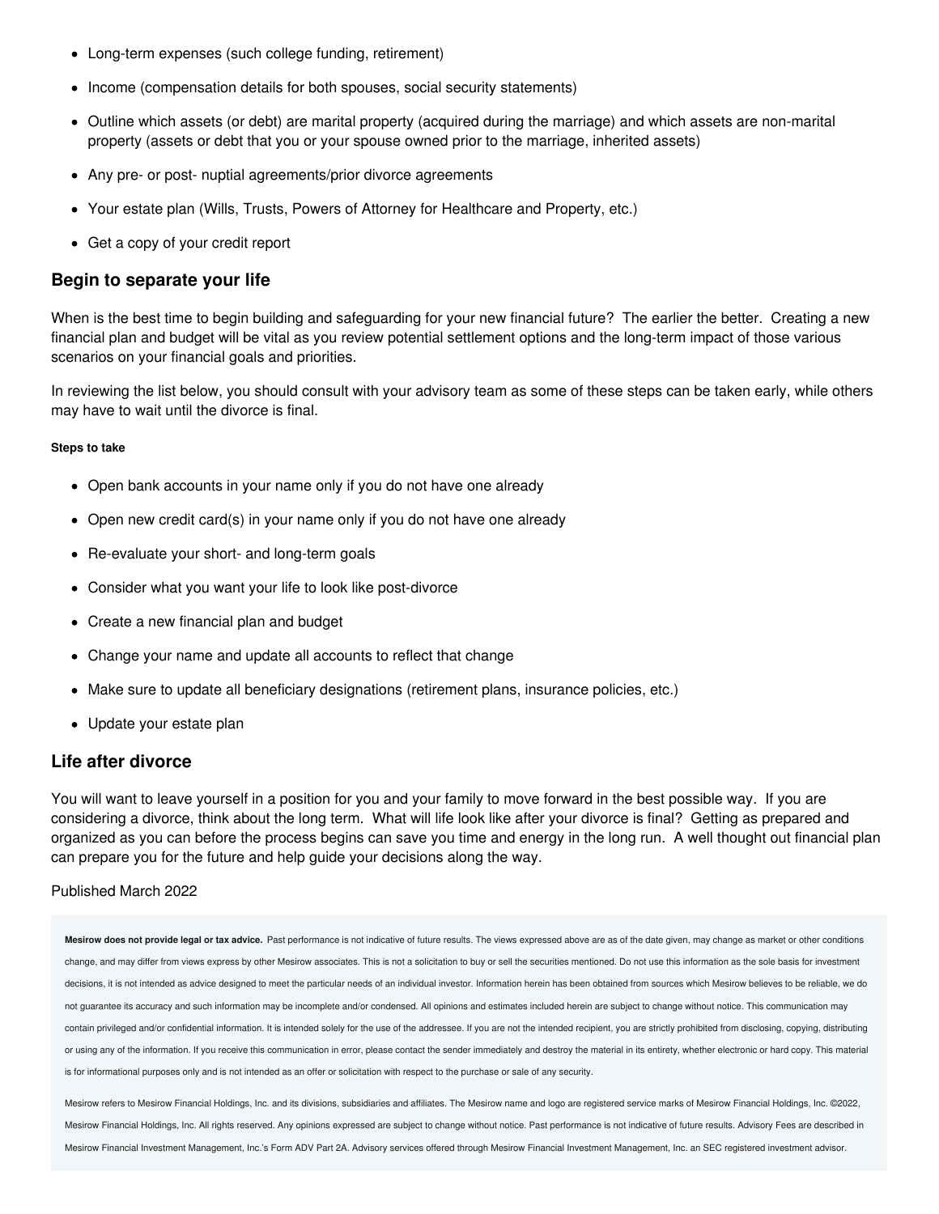- Long-term expenses (such college funding, retirement)
- Income (compensation details for both spouses, social security statements)
- Outline which assets (or debt) are marital property (acquired during the marriage) and which assets are non-marital property (assets or debt that you or your spouse owned prior to the marriage, inherited assets)
- Any pre- or post- nuptial agreements/prior divorce agreements
- Your estate plan (Wills, Trusts, Powers of Attorney for Healthcare and Property, etc.)
- Get a copy of your credit report

## Begin to separate your life

When is the best time to begin building and safeguarding for your new financial future? The earlier the better. Creating a new financial plan and budget will be vital as you review potential settlement options and the long-term impact of those various scenarios on your financial goals and priorities.

In reviewing the list below, you should consult with your advisory team as some of these steps can be taken early, while others may have to wait until the divorce is final.

##### Steps to take

- Open bank accounts in your name only if you do not have one already
- Open new credit card(s) in your name only if you do not have one already
- Re-evaluate your short- and long-term goals
- Consider what you want your life to look like post-divorce
- Create a new financial plan and budget
- Change your name and update all accounts to reflect that change
- Make sure to update all beneficiary designations (retirement plans, insurance policies, etc.)
- Update your estate plan

## Life after divorce

You will want to leave yourself in a position for you and your family to move forward in the best possible way. If you are considering a divorce, think about the long term. What will life look like after your divorce is final? Getting as prepared and organized as you can before the process begins can save you time and energy in the long run. A well thought out financial plan can prepare you for the future and help guide your decisions along the way.

Published March 2022

**Mesirow does not provide legal or tax advice.** Past performance is not indicative of future results. The views expressed above are as of the date given, may change as market or other conditions change, and may differ from views express by other Mesirow associates. This is not a solicitation to buy or sell the securities mentioned. Do not use this information as the sole basis for investment decisions, it is not intended as advice designed to meet the particular needs of an individual investor. Information herein has been obtained from sources which Mesirow believes to be reliable, we do not guarantee its accuracy and such information may be incomplete and/or condensed. All opinions and estimates included herein are subject to change without notice. This communication may contain privileged and/or confidential information. It is intended solely for the use of the addressee. If you are not the intended recipient, you are strictly prohibited from disclosing, copying, distributing or using any of the information. If you receive this communication in error, please contact the sender immediately and destroy the material in its entirety, whether electronic or hard copy. This material is for informational purposes only and is not intended as an offer or solicitation with respect to the purchase or sale of any security.

Mesirow refers to Mesirow Financial Holdings, Inc. and its divisions, subsidiaries and affiliates. The Mesirow name and logo are registered service marks of Mesirow Financial Holdings, Inc. ©2022, Mesirow Financial Holdings, Inc. All rights reserved. Any opinions expressed are subject to change without notice. Past performance is not indicative of future results. Advisory Fees are described in Mesirow Financial Investment Management, Inc.'s Form ADV Part 2A. Advisory services offered through Mesirow Financial Investment Management, Inc. an SEC registered investment advisor.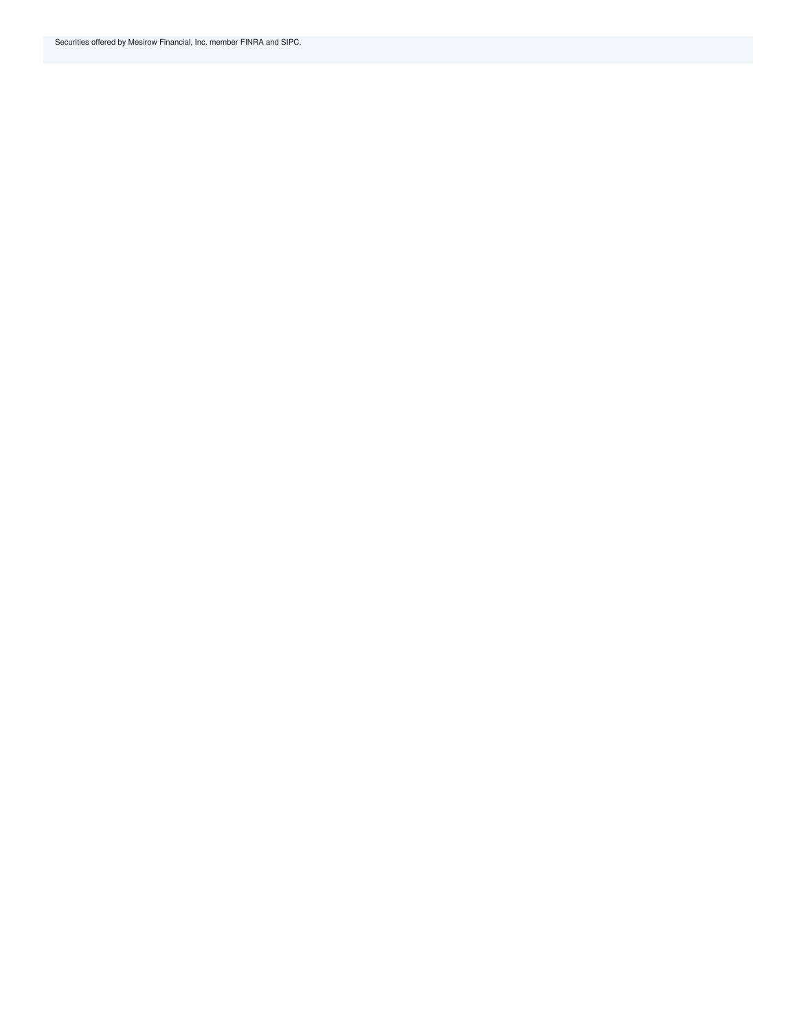Securities offered by Mesirow Financial, Inc. member FINRA and SIPC.